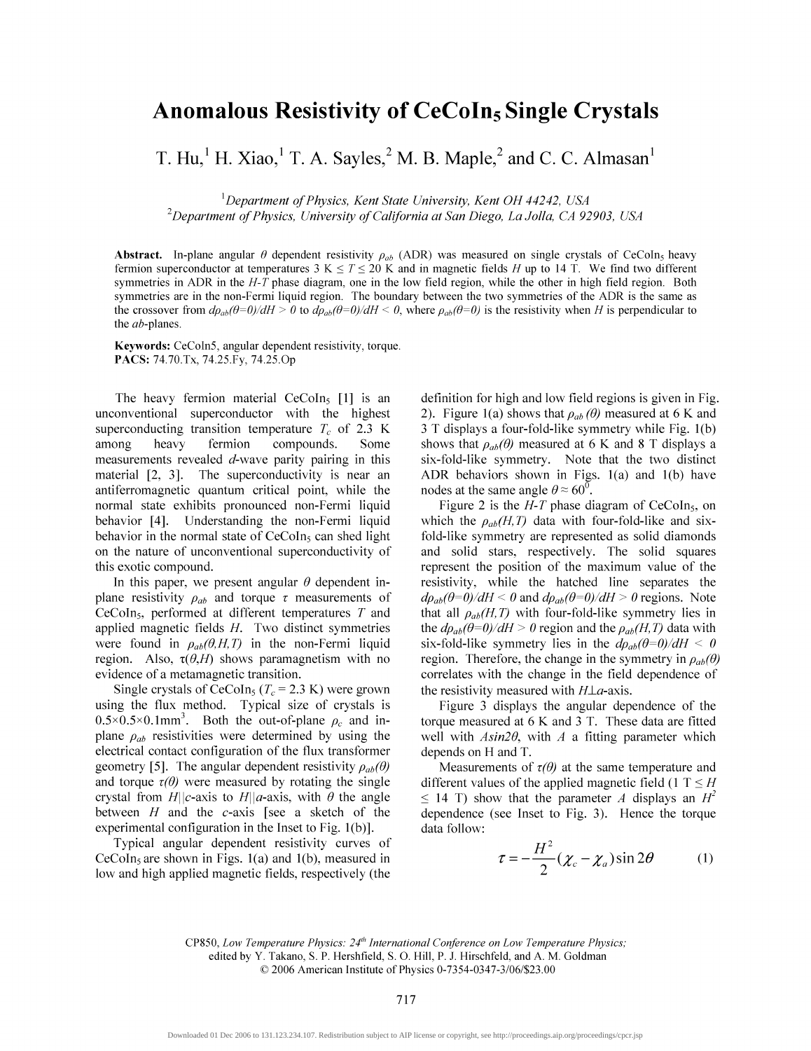# Anomalous Resistivity of $CeCoIn_5$ Single Crystals

T. Hu,[1] H. Xiao,[1] T. A. Sayles,[2] M. B. Maple,[2] and C. C. Almasan[1]

[1]*Department of Physics, Kent State University, Kent OH 44242, USA*
[2]*Department of Physics, University of California at San Diego, La Jolla, CA 92903, USA*

**Abstract.** In-plane angular $\theta$ dependent resistivity $\rho_{ab}$ (ADR) was measured on single crystals of $CeCoIn_5$ heavy fermion superconductor at temperatures 3 K $\leq T \leq$ 20 K and in magnetic fields $H$ up to 14 T. We find two different symmetries in ADR in the $H$-$T$ phase diagram, one in the low field region, while the other in high field region. Both symmetries are in the non-Fermi liquid region. The boundary between the two symmetries of the ADR is the same as the crossover from $d\rho_{ab}(\theta=0)/dH > 0$ to $d\rho_{ab}(\theta=0)/dH < 0$, where $\rho_{ab}(\theta=0)$ is the resistivity when $H$ is perpendicular to the $ab$-planes.

**Keywords:** CeColn5, angular dependent resistivity, torque.
**PACS:** 74.70.Tx, 74.25.Fy, 74.25.Op

The heavy fermion material $CeCoIn_5$ [1] is an unconventional superconductor with the highest superconducting transition temperature $T_c$ of 2.3 K among heavy fermion compounds. Some measurements revealed $d$-wave parity pairing in this material [2, 3]. The superconductivity is near an antiferromagnetic quantum critical point, while the normal state exhibits pronounced non-Fermi liquid behavior [4]. Understanding the non-Fermi liquid behavior in the normal state of $CeCoIn_5$ can shed light on the nature of unconventional superconductivity of this exotic compound.

In this paper, we present angular $\theta$ dependent in-plane resistivity $\rho_{ab}$ and torque $\tau$ measurements of $CeCoIn_5$, performed at different temperatures $T$ and applied magnetic fields $H$. Two distinct symmetries were found in $\rho_{ab}(\theta,H,T)$ in the non-Fermi liquid region. Also, $\tau(\theta,H)$ shows paramagnetism with no evidence of a metamagnetic transition.

Single crystals of $CeCoIn_5$ ($T_c$ = 2.3 K) were grown using the flux method. Typical size of crystals is 0.5×0.5×0.1mm$^3$. Both the out-of-plane $\rho_c$ and in-plane $\rho_{ab}$ resistivities were determined by using the electrical contact configuration of the flux transformer geometry [5]. The angular dependent resistivity $\rho_{ab}(\theta)$ and torque $\tau(\theta)$ were measured by rotating the single crystal from $H||c$-axis to $H||a$-axis, with $\theta$ the angle between $H$ and the $c$-axis [see a sketch of the experimental configuration in the Inset to Fig. 1(b)].

Typical angular dependent resistivity curves of $CeCoIn_5$ are shown in Figs. 1(a) and 1(b), measured in low and high applied magnetic fields, respectively (the definition for high and low field regions is given in Fig. 2). Figure 1(a) shows that $\rho_{ab}(\theta)$ measured at 6 K and 3 T displays a four-fold-like symmetry while Fig. 1(b) shows that $\rho_{ab}(\theta)$ measured at 6 K and 8 T displays a six-fold-like symmetry. Note that the two distinct ADR behaviors shown in Figs. 1(a) and 1(b) have nodes at the same angle $\theta \approx 60^0$.

Figure 2 is the $H$-$T$ phase diagram of $CeCoIn_5$, on which the $\rho_{ab}(H,T)$ data with four-fold-like and six-fold-like symmetry are represented as solid diamonds and solid stars, respectively. The solid squares represent the position of the maximum value of the resistivity, while the hatched line separates the $d\rho_{ab}(\theta=0)/dH < 0$ and $d\rho_{ab}(\theta=0)/dH > 0$ regions. Note that all $\rho_{ab}(H,T)$ with four-fold-like symmetry lies in the $d\rho_{ab}(\theta=0)/dH > 0$ region and the $\rho_{ab}(H,T)$ data with six-fold-like symmetry lies in the $d\rho_{ab}(\theta=0)/dH < 0$ region. Therefore, the change in the symmetry in $\rho_{ab}(\theta)$ correlates with the change in the field dependence of the resistivity measured with $H \perp a$-axis.

Figure 3 displays the angular dependence of the torque measured at 6 K and 3 T. These data are fitted well with $A\sin 2\theta$, with $A$ a fitting parameter which depends on H and T.

Measurements of $\tau(\theta)$ at the same temperature and different values of the applied magnetic field (1 T $\leq H \leq$ 14 T) show that the parameter $A$ displays an $H^2$ dependence (see Inset to Fig. 3). Hence the torque data follow:

$$\tau = -\frac{H^2}{2}(\chi_c - \chi_a)\sin 2\theta \qquad (1)$$

CP850, *Low Temperature Physics: 24th International Conference on Low Temperature Physics;* edited by Y. Takano, S. P. Hershfield, S. O. Hill, P. J. Hirschfeld, and A. M. Goldman
© 2006 American Institute of Physics 0-7354-0347-3/06/$23.00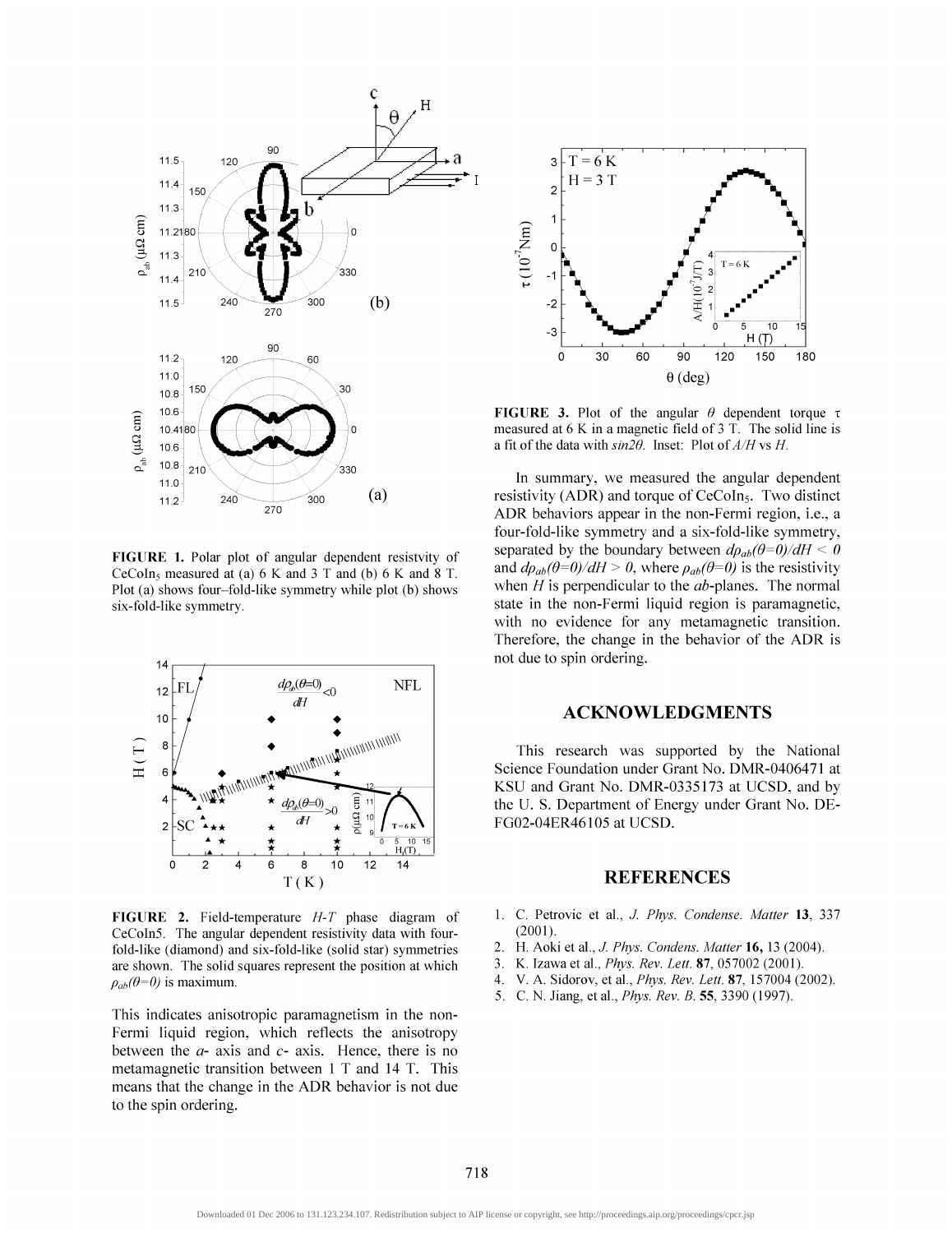c

θ H

a

I

b

90
120
150
11.5
11.4
11.3
11.2 180 0
11.3
11.4
11.5
210 330
240 300
270

$\rho_{ab}$ ($\mu\Omega$ cm)

(b)

90
120 60
150 30
11.2
11.0
10.8
10.6
10.4 180 0
10.6
10.8
11.0
11.2
210 330
240 300
270

$\rho_{ab}$ ($\mu\Omega$ cm)

(a)

**FIGURE 1.** Polar plot of angular dependent resistvity of $CeCoIn_5$ measured at (a) 6 K and 3 T and (b) 6 K and 8 T. Plot (a) shows four–fold-like symmetry while plot (b) shows six-fold-like symmetry.

14
12 FL
10
8
6
4
2 SC
0 2 4 6 8 10 12 14

H ( T )

T ( K )

$d\rho_{ab}(\theta=0)/dH < 0$

NFL

$d\rho_{ab}(\theta=0)/dH > 0$

12
11
10
9
0 5 10 15
$\rho$($\mu\Omega$ cm)
$H_I$(T)
T = 6 K

**FIGURE 2.** Field-temperature *H-T* phase diagram of CeCoIn5. The angular dependent resistivity data with four-fold-like (diamond) and six-fold-like (solid star) symmetries are shown. The solid squares represent the position at which $\rho_{ab}(\theta=0)$ is maximum.

This indicates anisotropic paramagnetism in the non-Fermi liquid region, which reflects the anisotropy between the *a*- axis and *c*- axis. Hence, there is no metamagnetic transition between 1 T and 14 T. This means that the change in the ADR behavior is not due to the spin ordering.

T = 6 K
H = 3 T

3
2
1
0
-1
-2
-3

$\tau$ ($10^{-7}$Nm)

0 30 60 90 120 150 180

$\theta$ (deg)

T = 6 K

4
3
2
1
0 5 10 15

A/H($10^{-7}$J/T)

H (T)

**FIGURE 3.** Plot of the angular $\theta$ dependent torque $\tau$ measured at 6 K in a magnetic field of 3 T. The solid line is a fit of the data with *sin2θ*. Inset: Plot of *A/H* vs *H*.

In summary, we measured the angular dependent resistivity (ADR) and torque of $CeCoIn_5$. Two distinct ADR behaviors appear in the non-Fermi region, i.e., a four-fold-like symmetry and a six-fold-like symmetry, separated by the boundary between $d\rho_{ab}(\theta=0)/dH < 0$ and $d\rho_{ab}(\theta=0)/dH > 0$, where $\rho_{ab}(\theta=0)$ is the resistivity when *H* is perpendicular to the *ab*-planes. The normal state in the non-Fermi liquid region is paramagnetic, with no evidence for any metamagnetic transition. Therefore, the change in the behavior of the ADR is not due to spin ordering.

## ACKNOWLEDGMENTS

This research was supported by the National Science Foundation under Grant No. DMR-0406471 at KSU and Grant No. DMR-0335173 at UCSD, and by the U. S. Department of Energy under Grant No. DE-FG02-04ER46105 at UCSD.

## REFERENCES

1. C. Petrovic et al., *J. Phys. Condense. Matter* **13**, 337 (2001).
2. H. Aoki et al., *J. Phys. Condens. Matter* **16,** 13 (2004).
3. K. Izawa et al., *Phys. Rev. Lett.* **87**, 057002 (2001).
4. V. A. Sidorov, et al., *Phys. Rev. Lett*. **87**, 157004 (2002).
5. C. N. Jiang, et al., *Phys. Rev. B*. **55**, 3390 (1997).